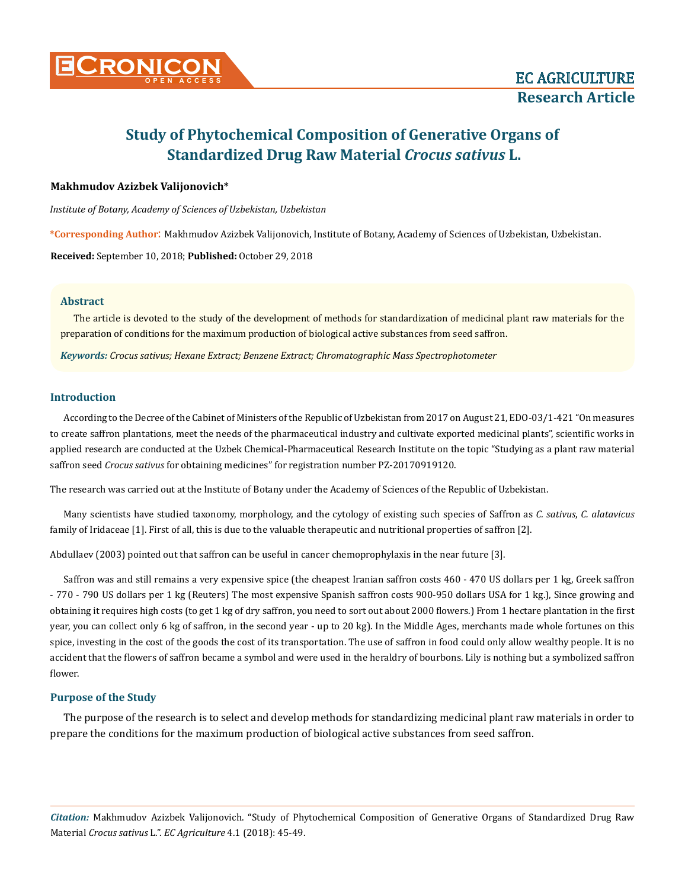# Study of Phytochemical Composition of Generative Organs of Standardized Drug Raw Material *Crocus sativus* L.

**Makhmudov Azizbek Valijonovich***

*Institute of Botany, Academy of Sciences of Uzbekistan, Uzbekistan*

***Corresponding Author:** Makhmudov Azizbek Valijonovich, Institute of Botany, Academy of Sciences of Uzbekistan, Uzbekistan.

**Received:** September 10, 2018; **Published:** October 29, 2018

## Abstract

The article is devoted to the study of the development of methods for standardization of medicinal plant raw materials for the preparation of conditions for the maximum production of biological active substances from seed saffron.

***Keywords:*** *Crocus sativus; Hexane Extract; Benzene Extract; Chromatographic Mass Spectrophotometer*

## Introduction

According to the Decree of the Cabinet of Ministers of the Republic of Uzbekistan from 2017 on August 21, EDO-03/1-421 "On measures to create saffron plantations, meet the needs of the pharmaceutical industry and cultivate exported medicinal plants", scientific works in applied research are conducted at the Uzbek Chemical-Pharmaceutical Research Institute on the topic "Studying as a plant raw material saffron seed *Crocus sativus* for obtaining medicines" for registration number PZ-20170919120.

The research was carried out at the Institute of Botany under the Academy of Sciences of the Republic of Uzbekistan.

Many scientists have studied taxonomy, morphology, and the cytology of existing such species of Saffron as *C. sativus*, *C. alatavicus* family of Iridaceae [1]. First of all, this is due to the valuable therapeutic and nutritional properties of saffron [2].

Abdullaev (2003) pointed out that saffron can be useful in cancer chemoprophylaxis in the near future [3].

Saffron was and still remains a very expensive spice (the cheapest Iranian saffron costs 460 - 470 US dollars per 1 kg, Greek saffron - 770 - 790 US dollars per 1 kg (Reuters) The most expensive Spanish saffron costs 900-950 dollars USA for 1 kg.), Since growing and obtaining it requires high costs (to get 1 kg of dry saffron, you need to sort out about 2000 flowers.) From 1 hectare plantation in the first year, you can collect only 6 kg of saffron, in the second year - up to 20 kg). In the Middle Ages, merchants made whole fortunes on this spice, investing in the cost of the goods the cost of its transportation. The use of saffron in food could only allow wealthy people. It is no accident that the flowers of saffron became a symbol and were used in the heraldry of bourbons. Lily is nothing but a symbolized saffron flower.

## Purpose of the Study

The purpose of the research is to select and develop methods for standardizing medicinal plant raw materials in order to prepare the conditions for the maximum production of biological active substances from seed saffron.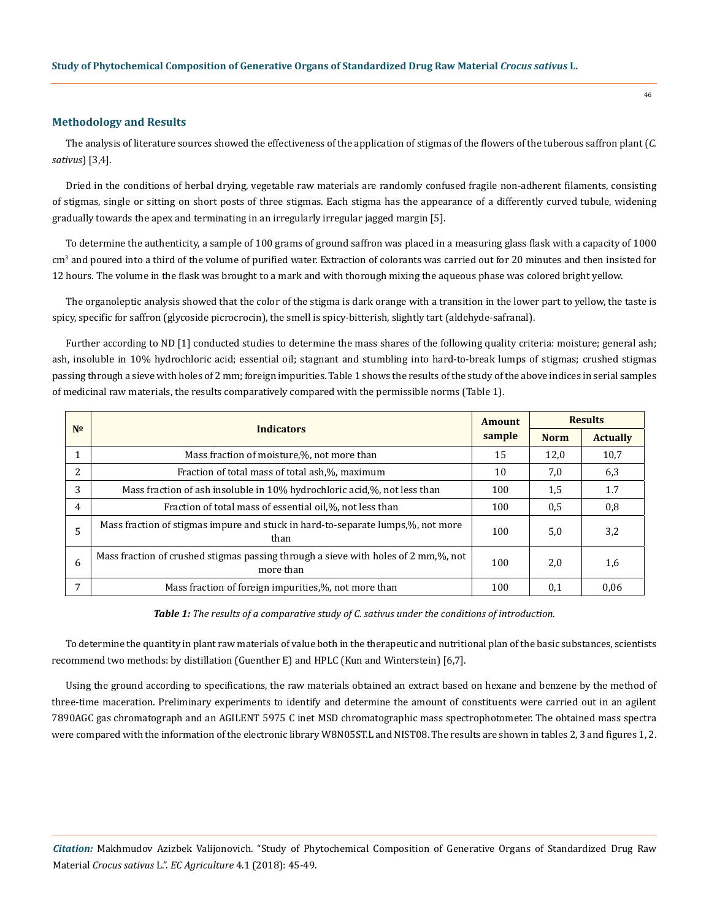## Methodology and Results

The analysis of literature sources showed the effectiveness of the application of stigmas of the flowers of the tuberous saffron plant (*C. sativus*) [3,4].

Dried in the conditions of herbal drying, vegetable raw materials are randomly confused fragile non-adherent filaments, consisting of stigmas, single or sitting on short posts of three stigmas. Each stigma has the appearance of a differently curved tubule, widening gradually towards the apex and terminating in an irregularly irregular jagged margin [5].

To determine the authenticity, a sample of 100 grams of ground saffron was placed in a measuring glass flask with a capacity of 1000 $cm^3$ and poured into a third of the volume of purified water. Extraction of colorants was carried out for 20 minutes and then insisted for 12 hours. The volume in the flask was brought to a mark and with thorough mixing the aqueous phase was colored bright yellow.

The organoleptic analysis showed that the color of the stigma is dark orange with a transition in the lower part to yellow, the taste is spicy, specific for saffron (glycoside picrocrocin), the smell is spicy-bitterish, slightly tart (aldehyde-safranal).

Further according to ND [1] conducted studies to determine the mass shares of the following quality criteria: moisture; general ash; ash, insoluble in 10% hydrochloric acid; essential oil; stagnant and stumbling into hard-to-break lumps of stigmas; crushed stigmas passing through a sieve with holes of 2 mm; foreign impurities. Table 1 shows the results of the study of the above indices in serial samples of medicinal raw materials, the results comparatively compared with the permissible norms (Table 1).

| № | Indicators | Amount sample | Results | |
|---|---|---|---|---|
| | | | Norm | Actually |
| 1 | Mass fraction of moisture,%, not more than | 15 | 12,0 | 10,7 |
| 2 | Fraction of total mass of total ash,%, maximum | 10 | 7,0 | 6,3 |
| 3 | Mass fraction of ash insoluble in 10% hydrochloric acid,%, not less than | 100 | 1,5 | 1.7 |
| 4 | Fraction of total mass of essential oil,%, not less than | 100 | 0,5 | 0,8 |
| 5 | Mass fraction of stigmas impure and stuck in hard-to-separate lumps,%, not more than | 100 | 5,0 | 3,2 |
| 6 | Mass fraction of crushed stigmas passing through a sieve with holes of 2 mm,%, not more than | 100 | 2,0 | 1,6 |
| 7 | Mass fraction of foreign impurities,%, not more than | 100 | 0,1 | 0,06 |

***Table 1:*** *The results of a comparative study of C. sativus under the conditions of introduction.*

To determine the quantity in plant raw materials of value both in the therapeutic and nutritional plan of the basic substances, scientists recommend two methods: by distillation (Guenther E) and HPLC (Kun and Winterstein) [6,7].

Using the ground according to specifications, the raw materials obtained an extract based on hexane and benzene by the method of three-time maceration. Preliminary experiments to identify and determine the amount of constituents were carried out in an agilent 7890AGC gas chromatograph and an AGILENT 5975 C inet MSD chromatographic mass spectrophotometer. The obtained mass spectra were compared with the information of the electronic library W8N05ST.L and NIST08. The results are shown in tables 2, 3 and figures 1, 2.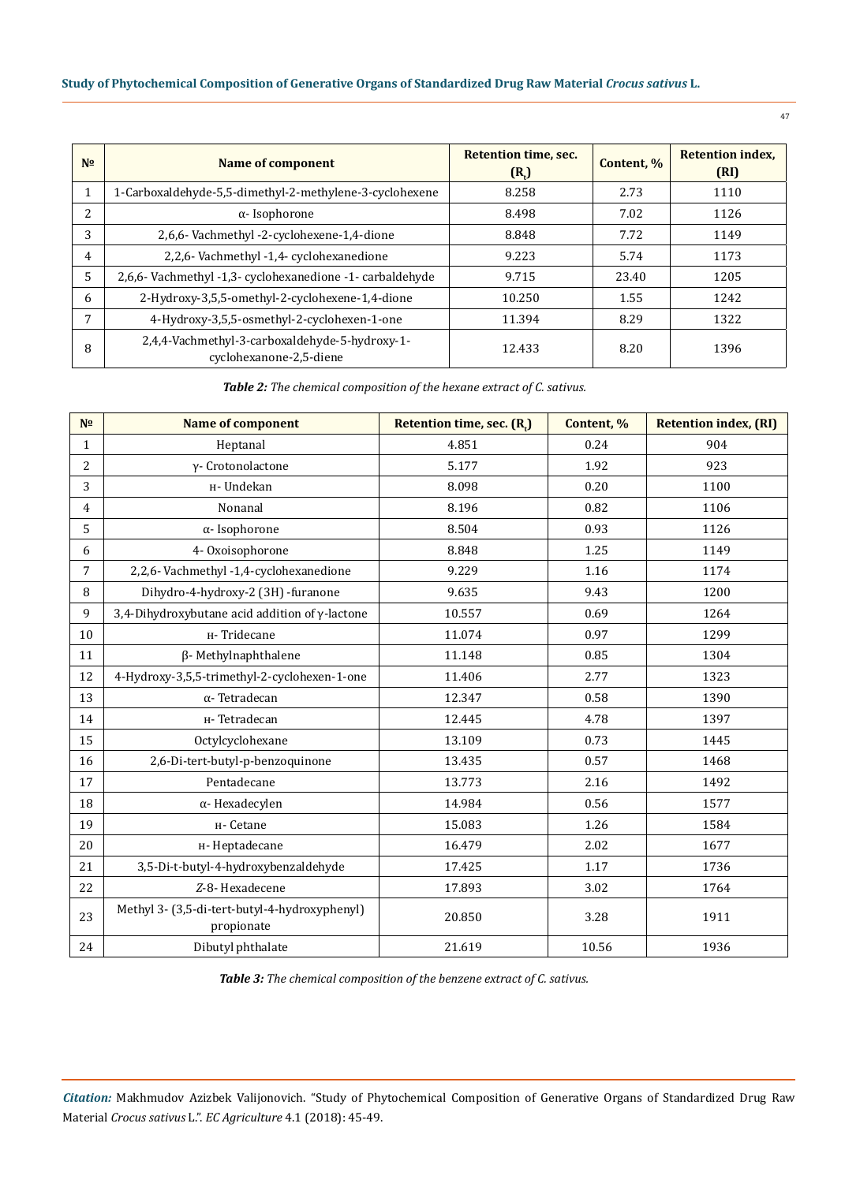| № | Name of component | Retention time, sec. ($R_t$) | Content, % | Retention index, (RI) |
|---|---|---|---|---|
| 1 | 1-Carboxaldehyde-5,5-dimethyl-2-methylene-3-cyclohexene | 8.258 | 2.73 | 1110 |
| 2 | α- Isophorone | 8.498 | 7.02 | 1126 |
| 3 | 2,6,6- Vachmethyl -2-cyclohexene-1,4-dione | 8.848 | 7.72 | 1149 |
| 4 | 2,2,6- Vachmethyl -1,4- cyclohexanedione | 9.223 | 5.74 | 1173 |
| 5 | 2,6,6- Vachmethyl -1,3- cyclohexanedione -1- carbaldehyde | 9.715 | 23.40 | 1205 |
| 6 | 2-Hydroxy-3,5,5-omethyl-2-cyclohexene-1,4-dione | 10.250 | 1.55 | 1242 |
| 7 | 4-Hydroxy-3,5,5-osmethyl-2-cyclohexen-1-one | 11.394 | 8.29 | 1322 |
| 8 | 2,4,4-Vachmethyl-3-carboxaldehyde-5-hydroxy-1-cyclohexanone-2,5-diene | 12.433 | 8.20 | 1396 |

***Table 2:*** *The chemical composition of the hexane extract of C. sativus.*

| № | Name of component | Retention time, sec. ($R_t$) | Content, % | Retention index, (RI) |
|---|---|---|---|---|
| 1 | Heptanal | 4.851 | 0.24 | 904 |
| 2 | γ- Crotonolactone | 5.177 | 1.92 | 923 |
| 3 | н- Undekan | 8.098 | 0.20 | 1100 |
| 4 | Nonanal | 8.196 | 0.82 | 1106 |
| 5 | α- Isophorone | 8.504 | 0.93 | 1126 |
| 6 | 4- Oxoisophorone | 8.848 | 1.25 | 1149 |
| 7 | 2,2,6- Vachmethyl -1,4-cyclohexanedione | 9.229 | 1.16 | 1174 |
| 8 | Dihydro-4-hydroxy-2 (3H) -furanone | 9.635 | 9.43 | 1200 |
| 9 | 3,4-Dihydroxybutane acid addition of γ-lactone | 10.557 | 0.69 | 1264 |
| 10 | н- Tridecane | 11.074 | 0.97 | 1299 |
| 11 | β- Methylnaphthalene | 11.148 | 0.85 | 1304 |
| 12 | 4-Hydroxy-3,5,5-trimethyl-2-cyclohexen-1-one | 11.406 | 2.77 | 1323 |
| 13 | α- Tetradecan | 12.347 | 0.58 | 1390 |
| 14 | н- Tetradecan | 12.445 | 4.78 | 1397 |
| 15 | Octylcyclohexane | 13.109 | 0.73 | 1445 |
| 16 | 2,6-Di-tert-butyl-p-benzoquinone | 13.435 | 0.57 | 1468 |
| 17 | Pentadecane | 13.773 | 2.16 | 1492 |
| 18 | α- Hexadecylen | 14.984 | 0.56 | 1577 |
| 19 | н- Cetane | 15.083 | 1.26 | 1584 |
| 20 | н- Heptadecane | 16.479 | 2.02 | 1677 |
| 21 | 3,5-Di-t-butyl-4-hydroxybenzaldehyde | 17.425 | 1.17 | 1736 |
| 22 | *Z*-8- Hexadecene | 17.893 | 3.02 | 1764 |
| 23 | Methyl 3- (3,5-di-tert-butyl-4-hydroxyphenyl) propionate | 20.850 | 3.28 | 1911 |
| 24 | Dibutyl phthalate | 21.619 | 10.56 | 1936 |

***Table 3:*** *The chemical composition of the benzene extract of C. sativus.*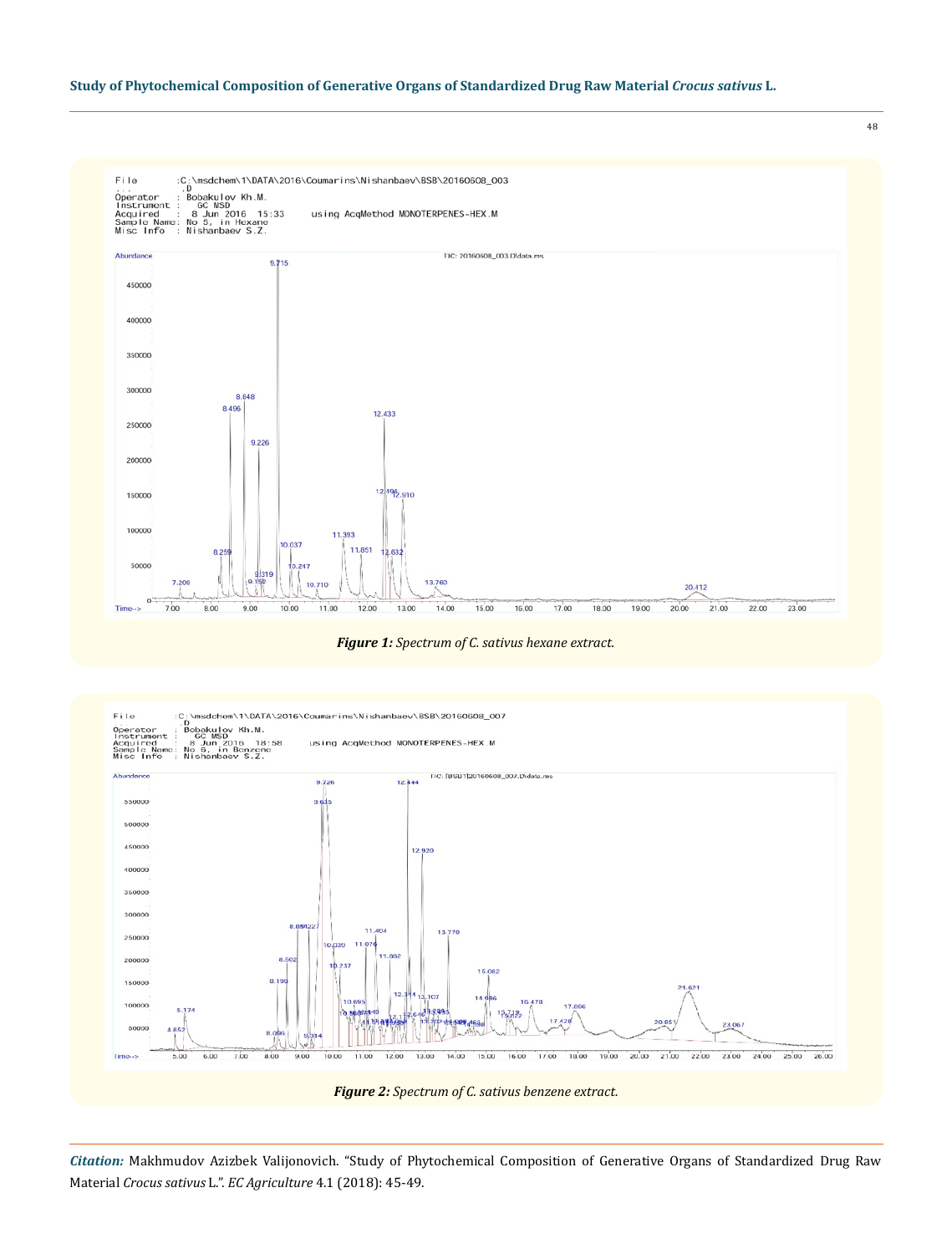**Figure 1:** *Spectrum of C. sativus hexane extract.*

**Figure 2:** *Spectrum of C. sativus benzene extract.*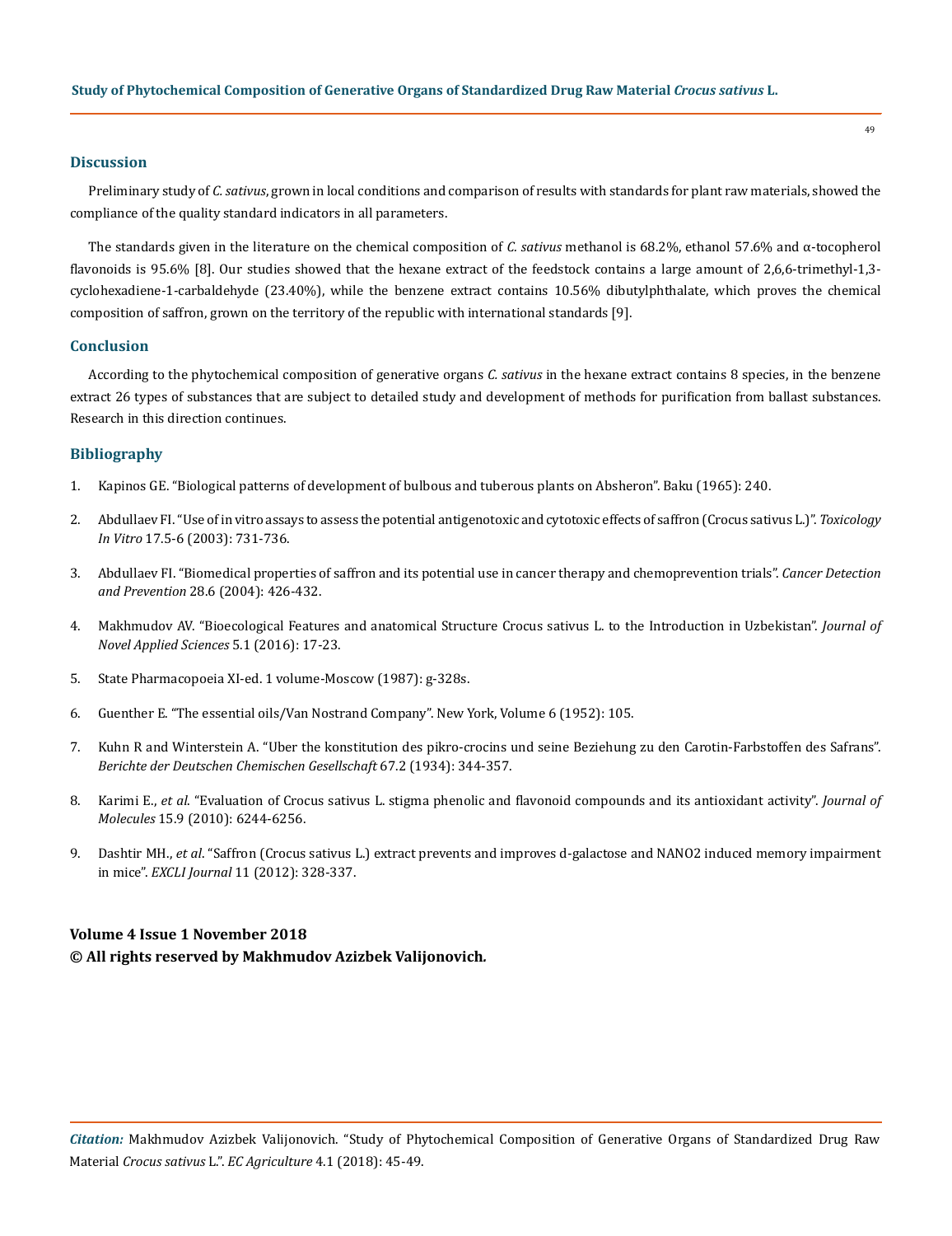## Discussion

Preliminary study of *C. sativus*, grown in local conditions and comparison of results with standards for plant raw materials, showed the compliance of the quality standard indicators in all parameters.

The standards given in the literature on the chemical composition of *C. sativus* methanol is 68.2%, ethanol 57.6% and α-tocopherol flavonoids is 95.6% [8]. Our studies showed that the hexane extract of the feedstock contains a large amount of 2,6,6-trimethyl-1,3-cyclohexadiene-1-carbaldehyde (23.40%), while the benzene extract contains 10.56% dibutylphthalate, which proves the chemical composition of saffron, grown on the territory of the republic with international standards [9].

## Conclusion

According to the phytochemical composition of generative organs *C. sativus* in the hexane extract contains 8 species, in the benzene extract 26 types of substances that are subject to detailed study and development of methods for purification from ballast substances. Research in this direction continues.

## Bibliography

1. Kapinos GE. "Biological patterns of development of bulbous and tuberous plants on Absheron". Baku (1965): 240.
2. Abdullaev FI. "Use of in vitro assays to assess the potential antigenotoxic and cytotoxic effects of saffron (Crocus sativus L.)". *Toxicology In Vitro* 17.5-6 (2003): 731-736.
3. Abdullaev FI. "Biomedical properties of saffron and its potential use in cancer therapy and chemoprevention trials". *Cancer Detection and Prevention* 28.6 (2004): 426-432.
4. Makhmudov AV. "Bioecological Features and anatomical Structure Crocus sativus L. to the Introduction in Uzbekistan". *Journal of Novel Applied Sciences* 5.1 (2016): 17-23.
5. State Pharmacopoeia XI-ed. 1 volume-Moscow (1987): g-328s.
6. Guenther E. "The essential oils/Van Nostrand Company". New York, Volume 6 (1952): 105.
7. Kuhn R and Winterstein A. "Uber the konstitution des pikro-crocins und seine Beziehung zu den Carotin-Farbstoffen des Safrans". *Berichte der Deutschen Chemischen Gesellschaft* 67.2 (1934): 344-357.
8. Karimi E., *et al*. "Evaluation of Crocus sativus L. stigma phenolic and flavonoid compounds and its antioxidant activity". *Journal of Molecules* 15.9 (2010): 6244-6256.
9. Dashtir MH., *et al*. "Saffron (Crocus sativus L.) extract prevents and improves d-galactose and NANO2 induced memory impairment in mice". *EXCLI Journal* 11 (2012): 328-337.

**Volume 4 Issue 1 November 2018**
**© All rights reserved by Makhmudov Azizbek Valijonovich.**